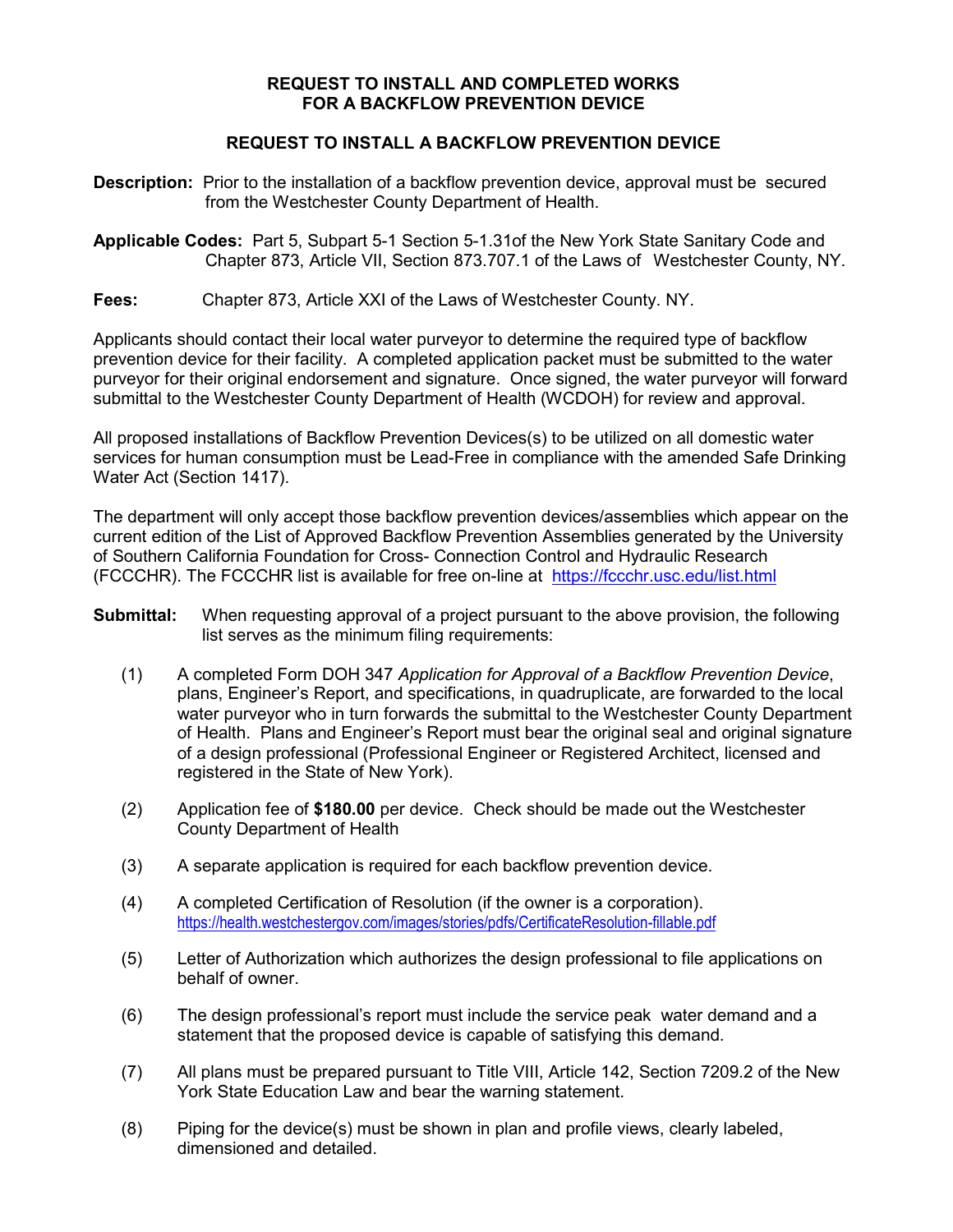# REQUEST TO INSTALL AND COMPLETED WORKS FOR A BACKFLOW PREVENTION DEVICE

## REQUEST TO INSTALL A BACKFLOW PREVENTION DEVICE

**Description:** Prior to the installation of a backflow prevention device, approval must be secured from the Westchester County Department of Health.

**Applicable Codes:** Part 5, Subpart 5-1 Section 5-1.31of the New York State Sanitary Code and Chapter 873, Article VII, Section 873.707.1 of the Laws of Westchester County, NY.

**Fees:** Chapter 873, Article XXI of the Laws of Westchester County. NY.

Applicants should contact their local water purveyor to determine the required type of backflow prevention device for their facility. A completed application packet must be submitted to the water purveyor for their original endorsement and signature. Once signed, the water purveyor will forward submittal to the Westchester County Department of Health (WCDOH) for review and approval.

All proposed installations of Backflow Prevention Devices(s) to be utilized on all domestic water services for human consumption must be Lead-Free in compliance with the amended Safe Drinking Water Act (Section 1417).

The department will only accept those backflow prevention devices/assemblies which appear on the current edition of the List of Approved Backflow Prevention Assemblies generated by the University of Southern California Foundation for Cross- Connection Control and Hydraulic Research (FCCCHR). The FCCCHR list is available for free on-line at https://fccchr.usc.edu/list.html

**Submittal:** When requesting approval of a project pursuant to the above provision, the following list serves as the minimum filing requirements:

(1) A completed Form DOH 347 *Application for Approval of a Backflow Prevention Device*, plans, Engineer's Report, and specifications, in quadruplicate, are forwarded to the local water purveyor who in turn forwards the submittal to the Westchester County Department of Health. Plans and Engineer's Report must bear the original seal and original signature of a design professional (Professional Engineer or Registered Architect, licensed and registered in the State of New York).

(2) Application fee of **$180.00** per device. Check should be made out the Westchester County Department of Health

(3) A separate application is required for each backflow prevention device.

(4) A completed Certification of Resolution (if the owner is a corporation). https://health.westchestergov.com/images/stories/pdfs/CertificateResolution-fillable.pdf

(5) Letter of Authorization which authorizes the design professional to file applications on behalf of owner.

(6) The design professional's report must include the service peak water demand and a statement that the proposed device is capable of satisfying this demand.

(7) All plans must be prepared pursuant to Title VIII, Article 142, Section 7209.2 of the New York State Education Law and bear the warning statement.

(8) Piping for the device(s) must be shown in plan and profile views, clearly labeled, dimensioned and detailed.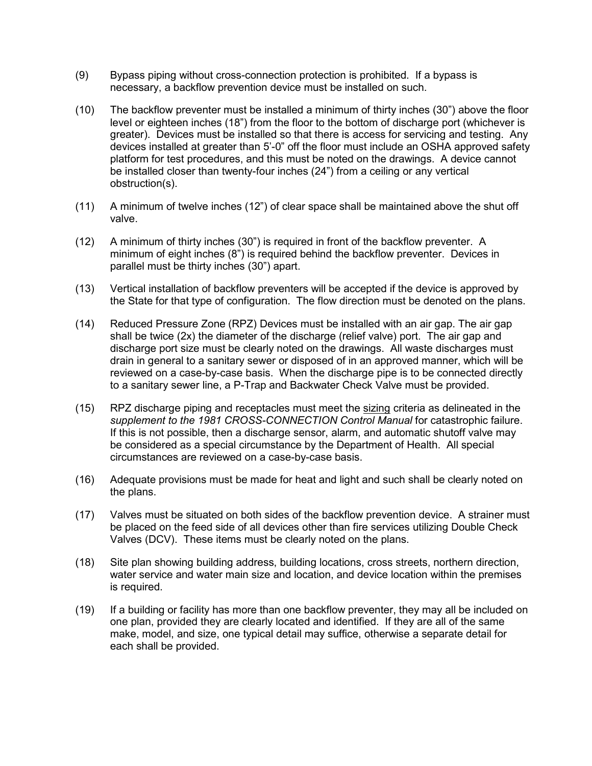(9) Bypass piping without cross-connection protection is prohibited. If a bypass is necessary, a backflow prevention device must be installed on such.

(10) The backflow preventer must be installed a minimum of thirty inches (30") above the floor level or eighteen inches (18") from the floor to the bottom of discharge port (whichever is greater). Devices must be installed so that there is access for servicing and testing. Any devices installed at greater than 5'-0" off the floor must include an OSHA approved safety platform for test procedures, and this must be noted on the drawings. A device cannot be installed closer than twenty-four inches (24") from a ceiling or any vertical obstruction(s).

(11) A minimum of twelve inches (12") of clear space shall be maintained above the shut off valve.

(12) A minimum of thirty inches (30") is required in front of the backflow preventer. A minimum of eight inches (8") is required behind the backflow preventer. Devices in parallel must be thirty inches (30") apart.

(13) Vertical installation of backflow preventers will be accepted if the device is approved by the State for that type of configuration. The flow direction must be denoted on the plans.

(14) Reduced Pressure Zone (RPZ) Devices must be installed with an air gap. The air gap shall be twice (2x) the diameter of the discharge (relief valve) port. The air gap and discharge port size must be clearly noted on the drawings. All waste discharges must drain in general to a sanitary sewer or disposed of in an approved manner, which will be reviewed on a case-by-case basis. When the discharge pipe is to be connected directly to a sanitary sewer line, a P-Trap and Backwater Check Valve must be provided.

(15) RPZ discharge piping and receptacles must meet the <u>sizing</u> criteria as delineated in the *supplement to the 1981 CROSS-CONNECTION Control Manual* for catastrophic failure. If this is not possible, then a discharge sensor, alarm, and automatic shutoff valve may be considered as a special circumstance by the Department of Health. All special circumstances are reviewed on a case-by-case basis.

(16) Adequate provisions must be made for heat and light and such shall be clearly noted on the plans.

(17) Valves must be situated on both sides of the backflow prevention device. A strainer must be placed on the feed side of all devices other than fire services utilizing Double Check Valves (DCV). These items must be clearly noted on the plans.

(18) Site plan showing building address, building locations, cross streets, northern direction, water service and water main size and location, and device location within the premises is required.

(19) If a building or facility has more than one backflow preventer, they may all be included on one plan, provided they are clearly located and identified. If they are all of the same make, model, and size, one typical detail may suffice, otherwise a separate detail for each shall be provided.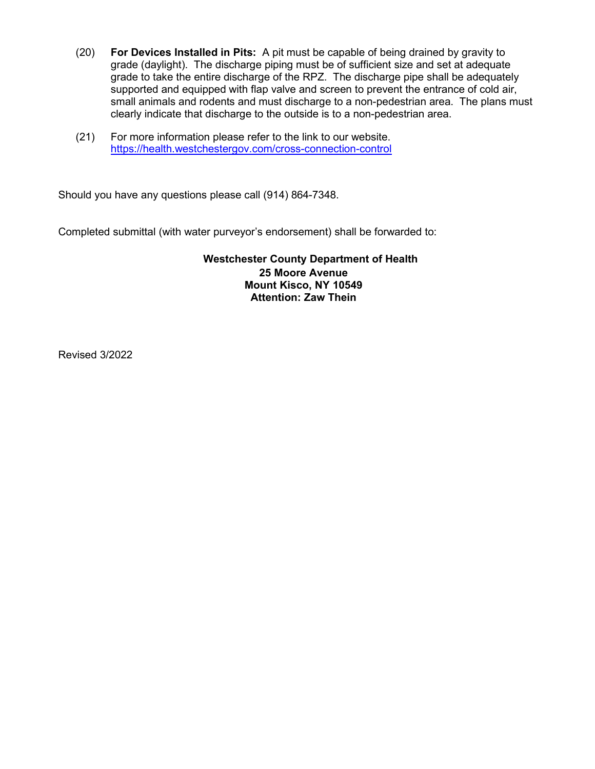(20) **For Devices Installed in Pits:** A pit must be capable of being drained by gravity to grade (daylight). The discharge piping must be of sufficient size and set at adequate grade to take the entire discharge of the RPZ. The discharge pipe shall be adequately supported and equipped with flap valve and screen to prevent the entrance of cold air, small animals and rodents and must discharge to a non-pedestrian area. The plans must clearly indicate that discharge to the outside is to a non-pedestrian area.

(21) For more information please refer to the link to our website. https://health.westchestergov.com/cross-connection-control

Should you have any questions please call (914) 864-7348.

Completed submittal (with water purveyor's endorsement) shall be forwarded to:

**Westchester County Department of Health**
**25 Moore Avenue**
**Mount Kisco, NY 10549**
**Attention: Zaw Thein**

Revised 3/2022